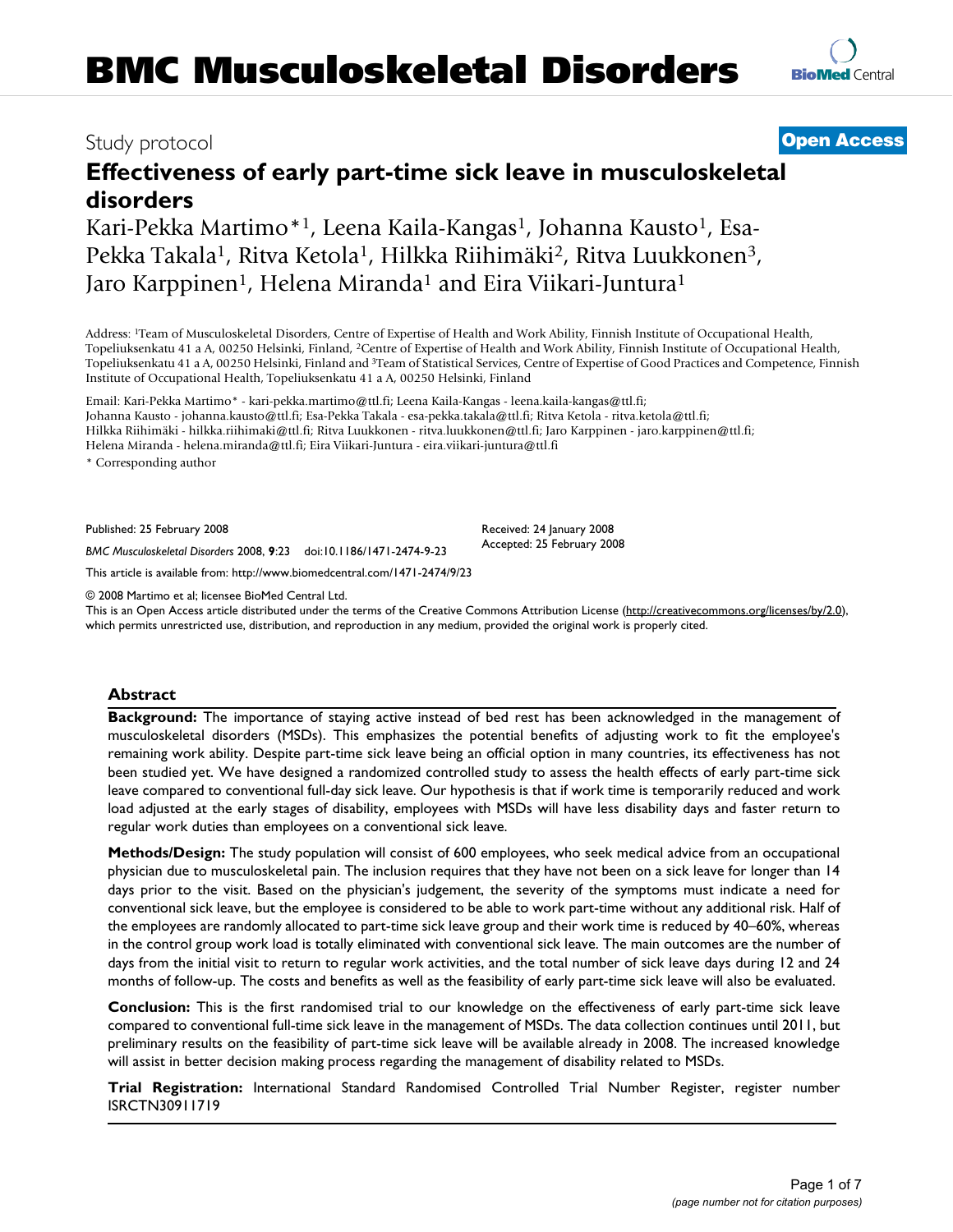Study protocol **Open Access**

# Effectiveness of early part-time sick leave in musculoskeletal disorders

Kari-Pekka Martimo*[1], Leena Kaila-Kangas[1], Johanna Kausto[1], Esa-Pekka Takala[1], Ritva Ketola[1], Hilkka Riihimäki[2], Ritva Luukkonen[3], Jaro Karppinen[1], Helena Miranda[1] and Eira Viikari-Juntura[1]

Address: [1]Team of Musculoskeletal Disorders, Centre of Expertise of Health and Work Ability, Finnish Institute of Occupational Health, Topeliuksenkatu 41 a A, 00250 Helsinki, Finland, [2]Centre of Expertise of Health and Work Ability, Finnish Institute of Occupational Health, Topeliuksenkatu 41 a A, 00250 Helsinki, Finland and [3]Team of Statistical Services, Centre of Expertise of Good Practices and Competence, Finnish Institute of Occupational Health, Topeliuksenkatu 41 a A, 00250 Helsinki, Finland

Email: Kari-Pekka Martimo* - kari-pekka.martimo@ttl.fi; Leena Kaila-Kangas - leena.kaila-kangas@ttl.fi; Johanna Kausto - johanna.kausto@ttl.fi; Esa-Pekka Takala - esa-pekka.takala@ttl.fi; Ritva Ketola - ritva.ketola@ttl.fi; Hilkka Riihimäki - hilkka.riihimaki@ttl.fi; Ritva Luukkonen - ritva.luukkonen@ttl.fi; Jaro Karppinen - jaro.karppinen@ttl.fi; Helena Miranda - helena.miranda@ttl.fi; Eira Viikari-Juntura - eira.viikari-juntura@ttl.fi

* Corresponding author

Published: 25 February 2008

*BMC Musculoskeletal Disorders* 2008, **9**:23 doi:10.1186/1471-2474-9-23

Received: 24 January 2008
Accepted: 25 February 2008

This article is available from: http://www.biomedcentral.com/1471-2474/9/23

© 2008 Martimo et al; licensee BioMed Central Ltd.
This is an Open Access article distributed under the terms of the Creative Commons Attribution License (http://creativecommons.org/licenses/by/2.0), which permits unrestricted use, distribution, and reproduction in any medium, provided the original work is properly cited.

## Abstract

**Background:** The importance of staying active instead of bed rest has been acknowledged in the management of musculoskeletal disorders (MSDs). This emphasizes the potential benefits of adjusting work to fit the employee's remaining work ability. Despite part-time sick leave being an official option in many countries, its effectiveness has not been studied yet. We have designed a randomized controlled study to assess the health effects of early part-time sick leave compared to conventional full-day sick leave. Our hypothesis is that if work time is temporarily reduced and work load adjusted at the early stages of disability, employees with MSDs will have less disability days and faster return to regular work duties than employees on a conventional sick leave.

**Methods/Design:** The study population will consist of 600 employees, who seek medical advice from an occupational physician due to musculoskeletal pain. The inclusion requires that they have not been on a sick leave for longer than 14 days prior to the visit. Based on the physician's judgement, the severity of the symptoms must indicate a need for conventional sick leave, but the employee is considered to be able to work part-time without any additional risk. Half of the employees are randomly allocated to part-time sick leave group and their work time is reduced by 40–60%, whereas in the control group work load is totally eliminated with conventional sick leave. The main outcomes are the number of days from the initial visit to return to regular work activities, and the total number of sick leave days during 12 and 24 months of follow-up. The costs and benefits as well as the feasibility of early part-time sick leave will also be evaluated.

**Conclusion:** This is the first randomised trial to our knowledge on the effectiveness of early part-time sick leave compared to conventional full-time sick leave in the management of MSDs. The data collection continues until 2011, but preliminary results on the feasibility of part-time sick leave will be available already in 2008. The increased knowledge will assist in better decision making process regarding the management of disability related to MSDs.

**Trial Registration:** International Standard Randomised Controlled Trial Number Register, register number ISRCTN30911719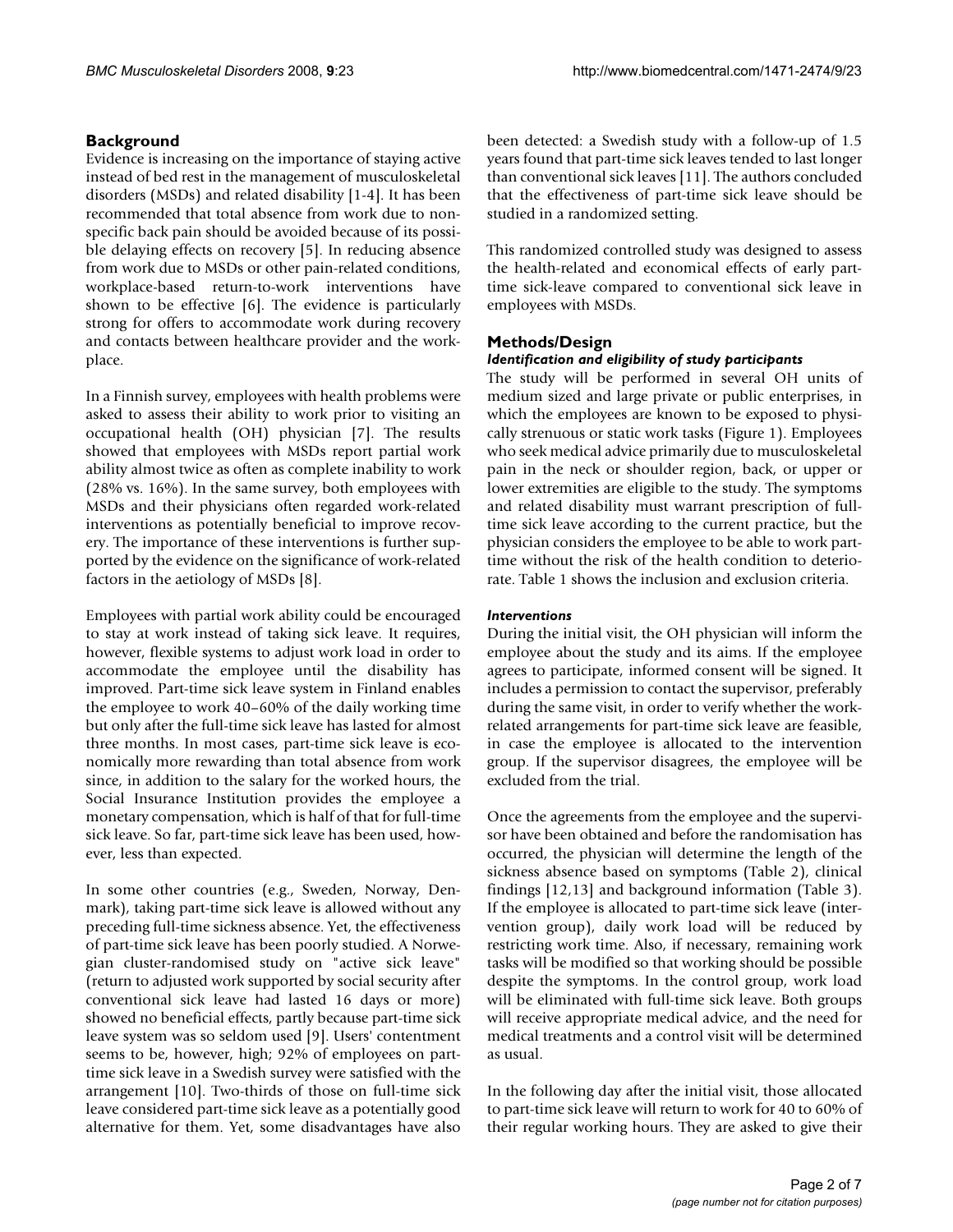## Background

Evidence is increasing on the importance of staying active instead of bed rest in the management of musculoskeletal disorders (MSDs) and related disability [1-4]. It has been recommended that total absence from work due to nonspecific back pain should be avoided because of its possible delaying effects on recovery [5]. In reducing absence from work due to MSDs or other pain-related conditions, workplace-based return-to-work interventions have shown to be effective [6]. The evidence is particularly strong for offers to accommodate work during recovery and contacts between healthcare provider and the workplace.

In a Finnish survey, employees with health problems were asked to assess their ability to work prior to visiting an occupational health (OH) physician [7]. The results showed that employees with MSDs report partial work ability almost twice as often as complete inability to work (28% vs. 16%). In the same survey, both employees with MSDs and their physicians often regarded work-related interventions as potentially beneficial to improve recovery. The importance of these interventions is further supported by the evidence on the significance of work-related factors in the aetiology of MSDs [8].

Employees with partial work ability could be encouraged to stay at work instead of taking sick leave. It requires, however, flexible systems to adjust work load in order to accommodate the employee until the disability has improved. Part-time sick leave system in Finland enables the employee to work 40–60% of the daily working time but only after the full-time sick leave has lasted for almost three months. In most cases, part-time sick leave is economically more rewarding than total absence from work since, in addition to the salary for the worked hours, the Social Insurance Institution provides the employee a monetary compensation, which is half of that for full-time sick leave. So far, part-time sick leave has been used, however, less than expected.

In some other countries (e.g., Sweden, Norway, Denmark), taking part-time sick leave is allowed without any preceding full-time sickness absence. Yet, the effectiveness of part-time sick leave has been poorly studied. A Norwegian cluster-randomised study on "active sick leave" (return to adjusted work supported by social security after conventional sick leave had lasted 16 days or more) showed no beneficial effects, partly because part-time sick leave system was so seldom used [9]. Users' contentment seems to be, however, high; 92% of employees on part-time sick leave in a Swedish survey were satisfied with the arrangement [10]. Two-thirds of those on full-time sick leave considered part-time sick leave as a potentially good alternative for them. Yet, some disadvantages have also been detected: a Swedish study with a follow-up of 1.5 years found that part-time sick leaves tended to last longer than conventional sick leaves [11]. The authors concluded that the effectiveness of part-time sick leave should be studied in a randomized setting.

This randomized controlled study was designed to assess the health-related and economical effects of early part-time sick-leave compared to conventional sick leave in employees with MSDs.

## Methods/Design

### *Identification and eligibility of study participants*

The study will be performed in several OH units of medium sized and large private or public enterprises, in which the employees are known to be exposed to physically strenuous or static work tasks (Figure 1). Employees who seek medical advice primarily due to musculoskeletal pain in the neck or shoulder region, back, or upper or lower extremities are eligible to the study. The symptoms and related disability must warrant prescription of full-time sick leave according to the current practice, but the physician considers the employee to be able to work part-time without the risk of the health condition to deteriorate. Table 1 shows the inclusion and exclusion criteria.

### *Interventions*

During the initial visit, the OH physician will inform the employee about the study and its aims. If the employee agrees to participate, informed consent will be signed. It includes a permission to contact the supervisor, preferably during the same visit, in order to verify whether the work-related arrangements for part-time sick leave are feasible, in case the employee is allocated to the intervention group. If the supervisor disagrees, the employee will be excluded from the trial.

Once the agreements from the employee and the supervisor have been obtained and before the randomisation has occurred, the physician will determine the length of the sickness absence based on symptoms (Table 2), clinical findings [12,13] and background information (Table 3). If the employee is allocated to part-time sick leave (intervention group), daily work load will be reduced by restricting work time. Also, if necessary, remaining work tasks will be modified so that working should be possible despite the symptoms. In the control group, work load will be eliminated with full-time sick leave. Both groups will receive appropriate medical advice, and the need for medical treatments and a control visit will be determined as usual.

In the following day after the initial visit, those allocated to part-time sick leave will return to work for 40 to 60% of their regular working hours. They are asked to give their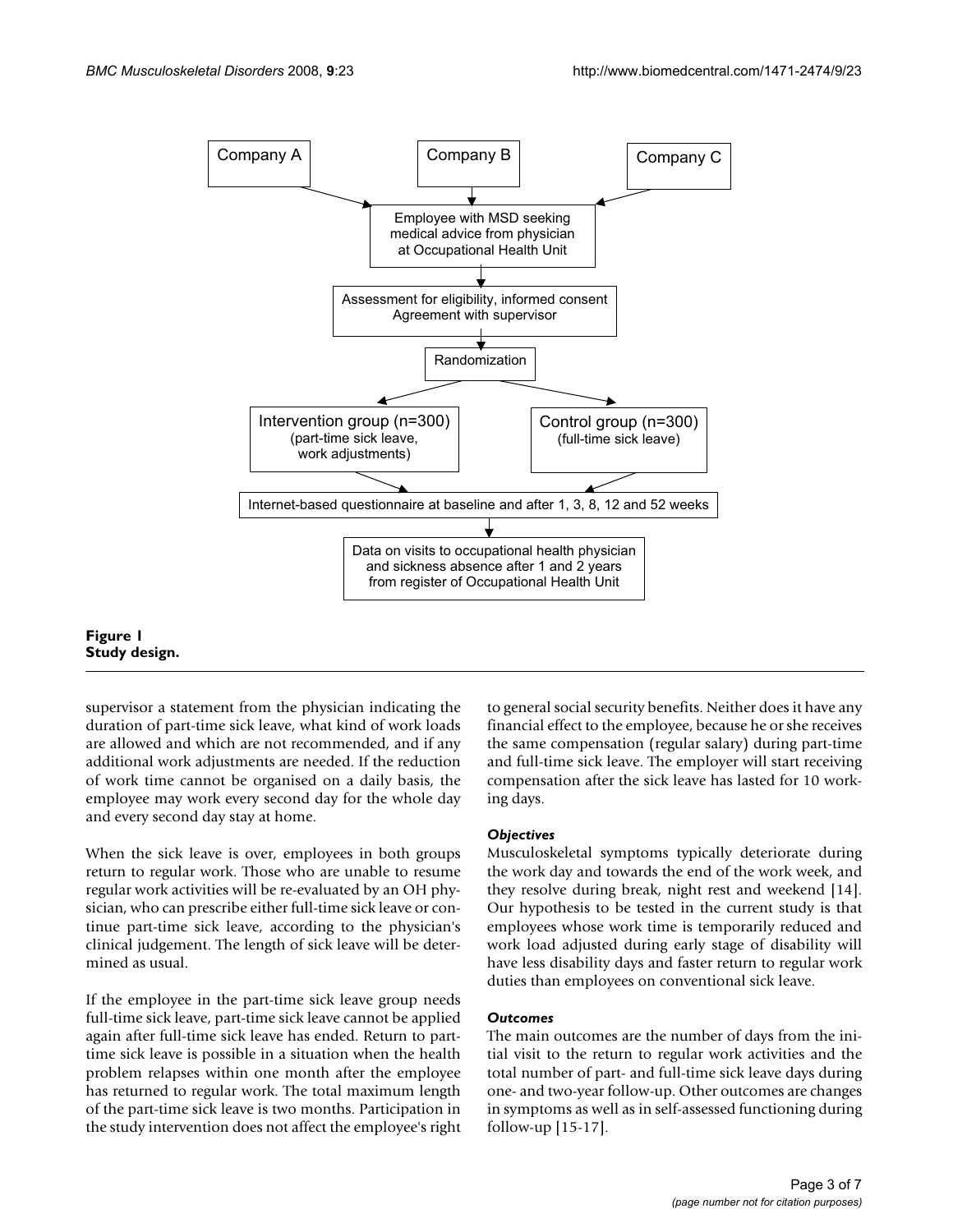**Figure 1**
**Study design.**

supervisor a statement from the physician indicating the duration of part-time sick leave, what kind of work loads are allowed and which are not recommended, and if any additional work adjustments are needed. If the reduction of work time cannot be organised on a daily basis, the employee may work every second day for the whole day and every second day stay at home.

When the sick leave is over, employees in both groups return to regular work. Those who are unable to resume regular work activities will be re-evaluated by an OH physician, who can prescribe either full-time sick leave or continue part-time sick leave, according to the physician's clinical judgement. The length of sick leave will be determined as usual.

If the employee in the part-time sick leave group needs full-time sick leave, part-time sick leave cannot be applied again after full-time sick leave has ended. Return to part-time sick leave is possible in a situation when the health problem relapses within one month after the employee has returned to regular work. The total maximum length of the part-time sick leave is two months. Participation in the study intervention does not affect the employee's right to general social security benefits. Neither does it have any financial effect to the employee, because he or she receives the same compensation (regular salary) during part-time and full-time sick leave. The employer will start receiving compensation after the sick leave has lasted for 10 working days.

### *Objectives*

Musculoskeletal symptoms typically deteriorate during the work day and towards the end of the work week, and they resolve during break, night rest and weekend [14]. Our hypothesis to be tested in the current study is that employees whose work time is temporarily reduced and work load adjusted during early stage of disability will have less disability days and faster return to regular work duties than employees on conventional sick leave.

### *Outcomes*

The main outcomes are the number of days from the initial visit to the return to regular work activities and the total number of part- and full-time sick leave days during one- and two-year follow-up. Other outcomes are changes in symptoms as well as in self-assessed functioning during follow-up [15-17].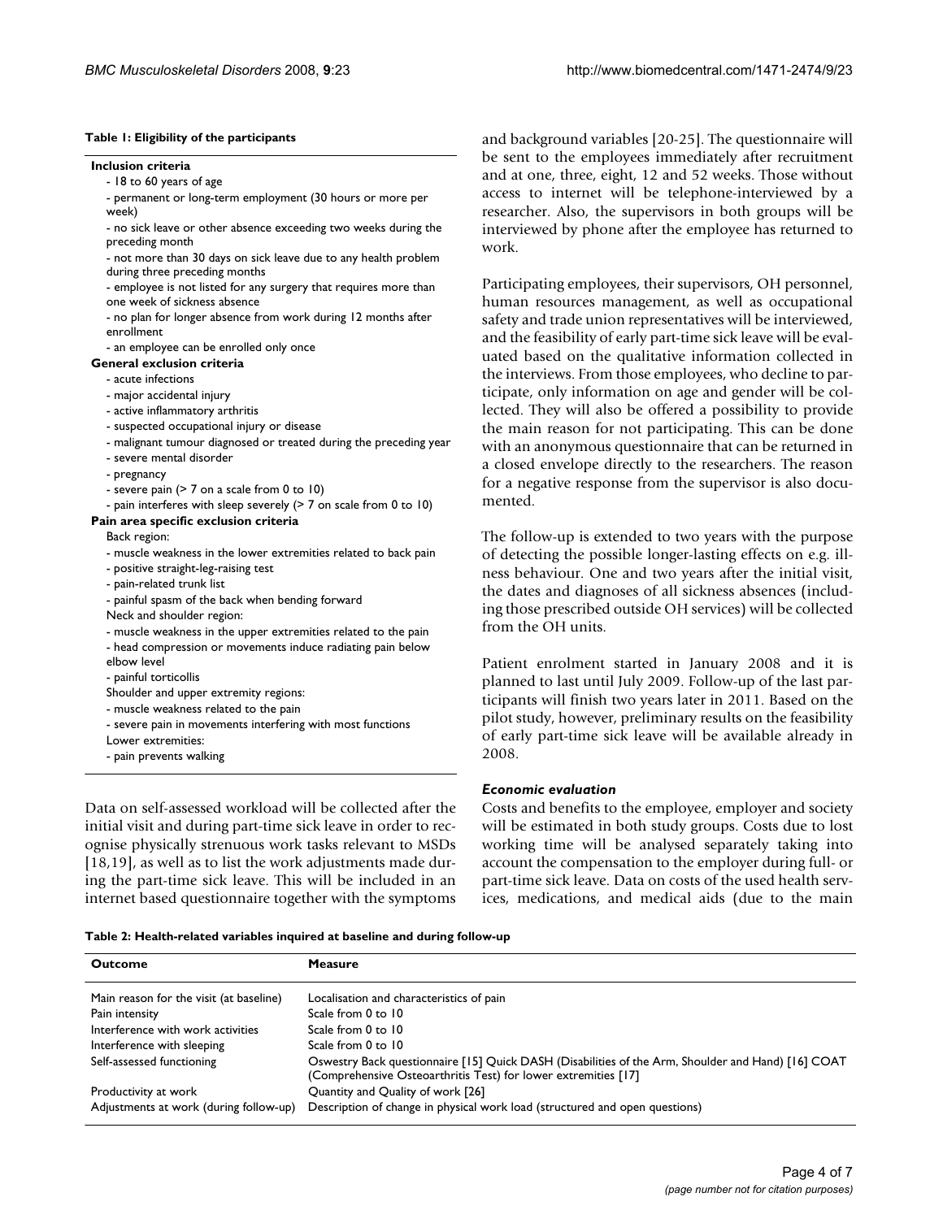**Table 1: Eligibility of the participants**

| |
|---|
| **Inclusion criteria** |
| - 18 to 60 years of age |
| - permanent or long-term employment (30 hours or more per week) |
| - no sick leave or other absence exceeding two weeks during the preceding month |
| - not more than 30 days on sick leave due to any health problem during three preceding months |
| - employee is not listed for any surgery that requires more than one week of sickness absence |
| - no plan for longer absence from work during 12 months after enrollment |
| - an employee can be enrolled only once |
| **General exclusion criteria** |
| - acute infections |
| - major accidental injury |
| - active inflammatory arthritis |
| - suspected occupational injury or disease |
| - malignant tumour diagnosed or treated during the preceding year |
| - severe mental disorder |
| - pregnancy |
| - severe pain (> 7 on a scale from 0 to 10) |
| - pain interferes with sleep severely (> 7 on scale from 0 to 10) |
| **Pain area specific exclusion criteria** |
| Back region: |
| - muscle weakness in the lower extremities related to back pain |
| - positive straight-leg-raising test |
| - pain-related trunk list |
| - painful spasm of the back when bending forward |
| Neck and shoulder region: |
| - muscle weakness in the upper extremities related to the pain |
| - head compression or movements induce radiating pain below elbow level |
| - painful torticollis |
| Shoulder and upper extremity regions: |
| - muscle weakness related to the pain |
| - severe pain in movements interfering with most functions |
| Lower extremities: |
| - pain prevents walking |

Data on self-assessed workload will be collected after the initial visit and during part-time sick leave in order to recognise physically strenuous work tasks relevant to MSDs [18,19], as well as to list the work adjustments made during the part-time sick leave. This will be included in an internet based questionnaire together with the symptoms and background variables [20-25]. The questionnaire will be sent to the employees immediately after recruitment and at one, three, eight, 12 and 52 weeks. Those without access to internet will be telephone-interviewed by a researcher. Also, the supervisors in both groups will be interviewed by phone after the employee has returned to work.

Participating employees, their supervisors, OH personnel, human resources management, as well as occupational safety and trade union representatives will be interviewed, and the feasibility of early part-time sick leave will be evaluated based on the qualitative information collected in the interviews. From those employees, who decline to participate, only information on age and gender will be collected. They will also be offered a possibility to provide the main reason for not participating. This can be done with an anonymous questionnaire that can be returned in a closed envelope directly to the researchers. The reason for a negative response from the supervisor is also documented.

The follow-up is extended to two years with the purpose of detecting the possible longer-lasting effects on e.g. illness behaviour. One and two years after the initial visit, the dates and diagnoses of all sickness absences (including those prescribed outside OH services) will be collected from the OH units.

Patient enrolment started in January 2008 and it is planned to last until July 2009. Follow-up of the last participants will finish two years later in 2011. Based on the pilot study, however, preliminary results on the feasibility of early part-time sick leave will be available already in 2008.

### *Economic evaluation*

Costs and benefits to the employee, employer and society will be estimated in both study groups. Costs due to lost working time will be analysed separately taking into account the compensation to the employer during full- or part-time sick leave. Data on costs of the used health services, medications, and medical aids (due to the main

**Table 2: Health-related variables inquired at baseline and during follow-up**

| Outcome | Measure |
|---|---|
| Main reason for the visit (at baseline) | Localisation and characteristics of pain |
| Pain intensity | Scale from 0 to 10 |
| Interference with work activities | Scale from 0 to 10 |
| Interference with sleeping | Scale from 0 to 10 |
| Self-assessed functioning | Oswestry Back questionnaire [15] Quick DASH (Disabilities of the Arm, Shoulder and Hand) [16] COAT (Comprehensive Osteoarthritis Test) for lower extremities [17] |
| Productivity at work | Quantity and Quality of work [26] |
| Adjustments at work (during follow-up) | Description of change in physical work load (structured and open questions) |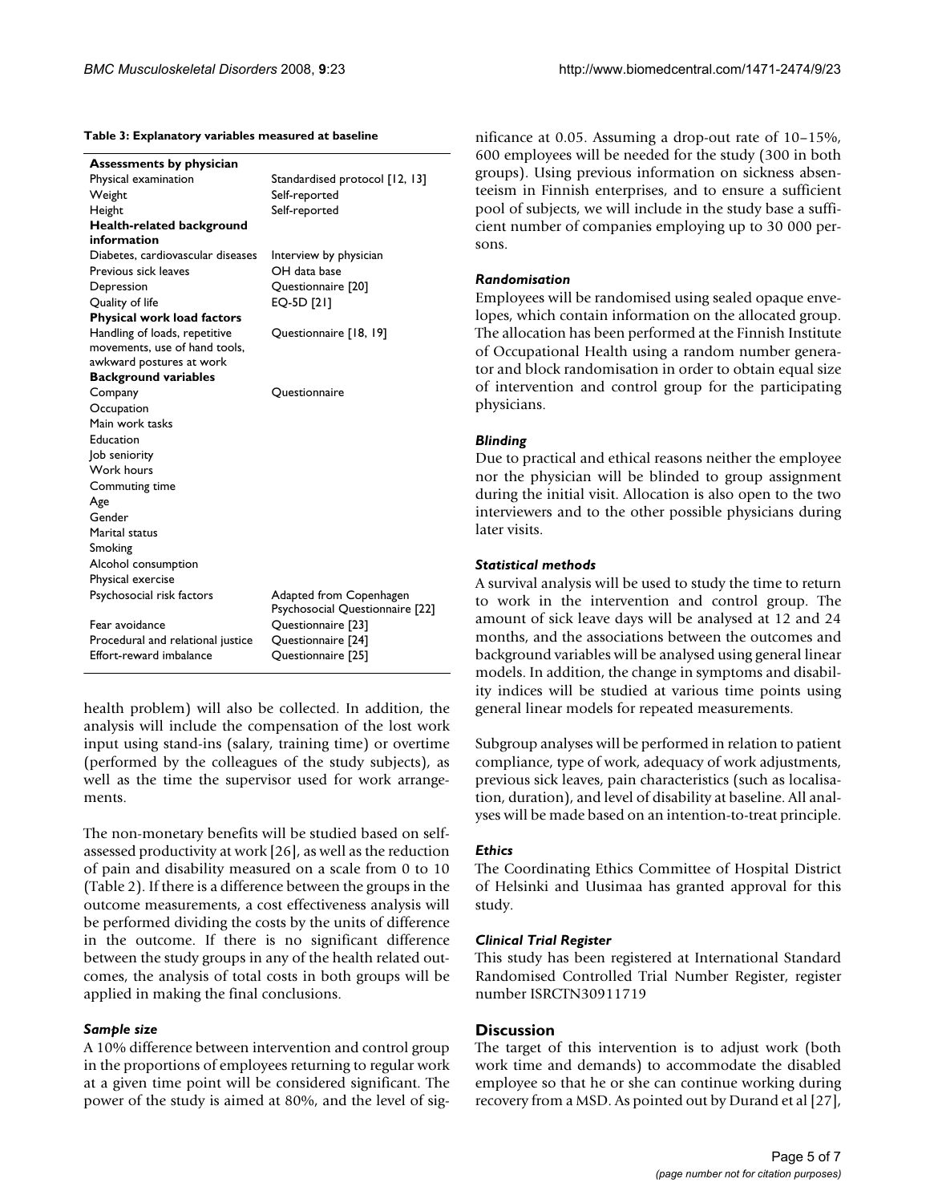**Table 3: Explanatory variables measured at baseline**

| | |
|---|---|
| **Assessments by physician** | |
| Physical examination | Standardised protocol [12, 13] |
| Weight | Self-reported |
| Height | Self-reported |
| **Health-related background information** | |
| Diabetes, cardiovascular diseases | Interview by physician |
| Previous sick leaves | OH data base |
| Depression | Questionnaire [20] |
| Quality of life | EQ-5D [21] |
| **Physical work load factors** | |
| Handling of loads, repetitive movements, use of hand tools, awkward postures at work | Questionnaire [18, 19] |
| **Background variables** | |
| Company | Questionnaire |
| Occupation | |
| Main work tasks | |
| Education | |
| Job seniority | |
| Work hours | |
| Commuting time | |
| Age | |
| Gender | |
| Marital status | |
| Smoking | |
| Alcohol consumption | |
| Physical exercise | |
| Psychosocial risk factors | Adapted from Copenhagen Psychosocial Questionnaire [22] |
| Fear avoidance | Questionnaire [23] |
| Procedural and relational justice | Questionnaire [24] |
| Effort-reward imbalance | Questionnaire [25] |

health problem) will also be collected. In addition, the analysis will include the compensation of the lost work input using stand-ins (salary, training time) or overtime (performed by the colleagues of the study subjects), as well as the time the supervisor used for work arrangements.

The non-monetary benefits will be studied based on self-assessed productivity at work [26], as well as the reduction of pain and disability measured on a scale from 0 to 10 (Table 2). If there is a difference between the groups in the outcome measurements, a cost effectiveness analysis will be performed dividing the costs by the units of difference in the outcome. If there is no significant difference between the study groups in any of the health related outcomes, the analysis of total costs in both groups will be applied in making the final conclusions.

### *Sample size*

A 10% difference between intervention and control group in the proportions of employees returning to regular work at a given time point will be considered significant. The power of the study is aimed at 80%, and the level of significance at 0.05. Assuming a drop-out rate of 10–15%, 600 employees will be needed for the study (300 in both groups). Using previous information on sickness absenteeism in Finnish enterprises, and to ensure a sufficient pool of subjects, we will include in the study base a sufficient number of companies employing up to 30 000 persons.

### *Randomisation*

Employees will be randomised using sealed opaque envelopes, which contain information on the allocated group. The allocation has been performed at the Finnish Institute of Occupational Health using a random number generator and block randomisation in order to obtain equal size of intervention and control group for the participating physicians.

### *Blinding*

Due to practical and ethical reasons neither the employee nor the physician will be blinded to group assignment during the initial visit. Allocation is also open to the two interviewers and to the other possible physicians during later visits.

### *Statistical methods*

A survival analysis will be used to study the time to return to work in the intervention and control group. The amount of sick leave days will be analysed at 12 and 24 months, and the associations between the outcomes and background variables will be analysed using general linear models. In addition, the change in symptoms and disability indices will be studied at various time points using general linear models for repeated measurements.

Subgroup analyses will be performed in relation to patient compliance, type of work, adequacy of work adjustments, previous sick leaves, pain characteristics (such as localisation, duration), and level of disability at baseline. All analyses will be made based on an intention-to-treat principle.

### *Ethics*

The Coordinating Ethics Committee of Hospital District of Helsinki and Uusimaa has granted approval for this study.

### *Clinical Trial Register*

This study has been registered at International Standard Randomised Controlled Trial Number Register, register number ISRCTN30911719

## Discussion

The target of this intervention is to adjust work (both work time and demands) to accommodate the disabled employee so that he or she can continue working during recovery from a MSD. As pointed out by Durand et al [27],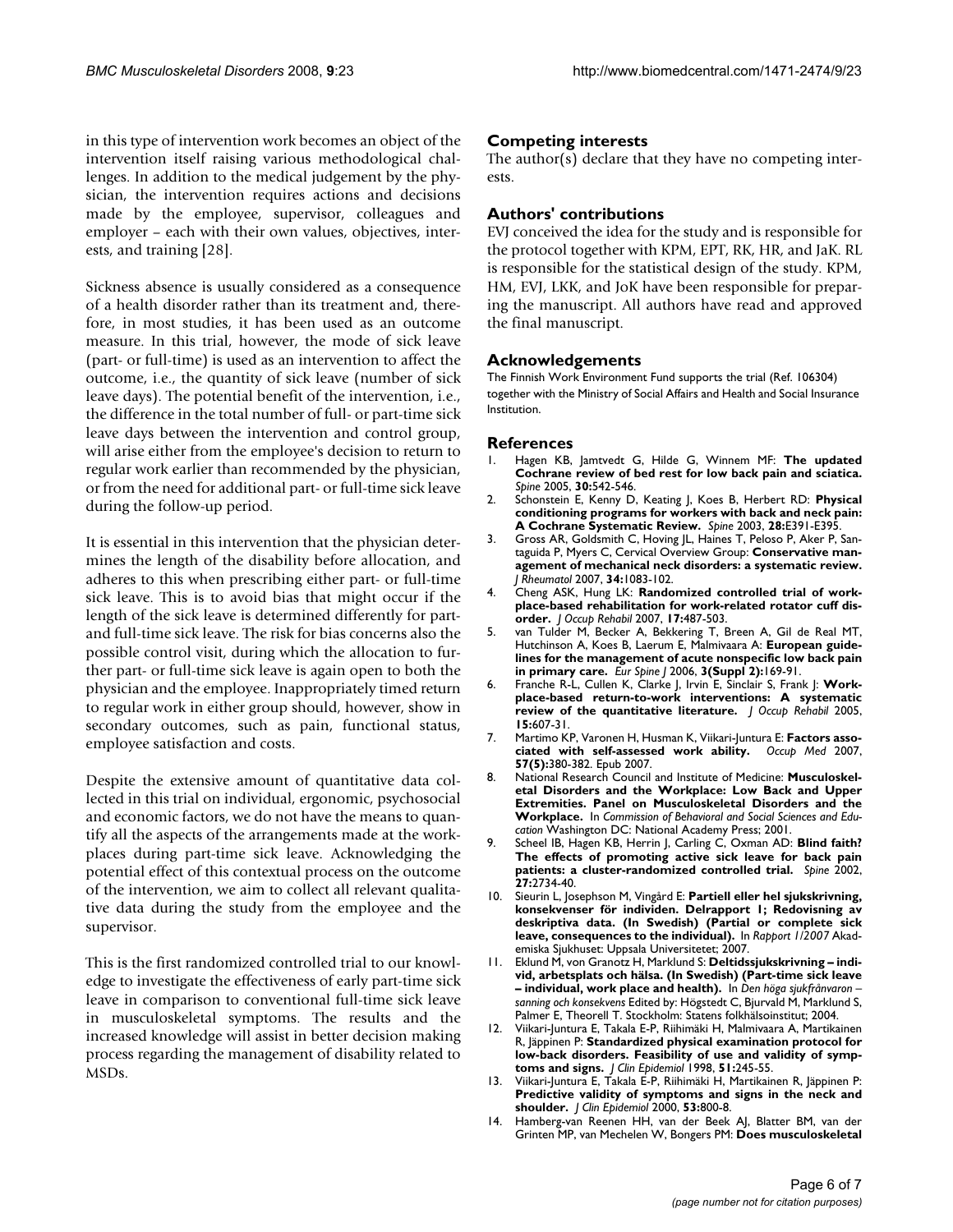in this type of intervention work becomes an object of the intervention itself raising various methodological challenges. In addition to the medical judgement by the physician, the intervention requires actions and decisions made by the employee, supervisor, colleagues and employer – each with their own values, objectives, interests, and training [28].

Sickness absence is usually considered as a consequence of a health disorder rather than its treatment and, therefore, in most studies, it has been used as an outcome measure. In this trial, however, the mode of sick leave (part- or full-time) is used as an intervention to affect the outcome, i.e., the quantity of sick leave (number of sick leave days). The potential benefit of the intervention, i.e., the difference in the total number of full- or part-time sick leave days between the intervention and control group, will arise either from the employee's decision to return to regular work earlier than recommended by the physician, or from the need for additional part- or full-time sick leave during the follow-up period.

It is essential in this intervention that the physician determines the length of the disability before allocation, and adheres to this when prescribing either part- or full-time sick leave. This is to avoid bias that might occur if the length of the sick leave is determined differently for part- and full-time sick leave. The risk for bias concerns also the possible control visit, during which the allocation to further part- or full-time sick leave is again open to both the physician and the employee. Inappropriately timed return to regular work in either group should, however, show in secondary outcomes, such as pain, functional status, employee satisfaction and costs.

Despite the extensive amount of quantitative data collected in this trial on individual, ergonomic, psychosocial and economic factors, we do not have the means to quantify all the aspects of the arrangements made at the workplaces during part-time sick leave. Acknowledging the potential effect of this contextual process on the outcome of the intervention, we aim to collect all relevant qualitative data during the study from the employee and the supervisor.

This is the first randomized controlled trial to our knowledge to investigate the effectiveness of early part-time sick leave in comparison to conventional full-time sick leave in musculoskeletal symptoms. The results and the increased knowledge will assist in better decision making process regarding the management of disability related to MSDs.

## Competing interests

The author(s) declare that they have no competing interests.

## Authors' contributions

EVJ conceived the idea for the study and is responsible for the protocol together with KPM, EPT, RK, HR, and JaK. RL is responsible for the statistical design of the study. KPM, HM, EVJ, LKK, and JoK have been responsible for preparing the manuscript. All authors have read and approved the final manuscript.

## Acknowledgements

The Finnish Work Environment Fund supports the trial (Ref. 106304) together with the Ministry of Social Affairs and Health and Social Insurance Institution.

## References

1. Hagen KB, Jamtvedt G, Hilde G, Winnem MF: **The updated Cochrane review of bed rest for low back pain and sciatica.** *Spine* 2005, **30:**542-546.
2. Schonstein E, Kenny D, Keating J, Koes B, Herbert RD: **Physical conditioning programs for workers with back and neck pain: A Cochrane Systematic Review.** *Spine* 2003, **28:**E391-E395.
3. Gross AR, Goldsmith C, Hoving JL, Haines T, Peloso P, Aker P, Santaguida P, Myers C, Cervical Overview Group: **Conservative management of mechanical neck disorders: a systematic review.** *J Rheumatol* 2007, **34:**1083-102.
4. Cheng ASK, Hung LK: **Randomized controlled trial of workplace-based rehabilitation for work-related rotator cuff disorder.** *J Occup Rehabil* 2007, **17:**487-503.
5. van Tulder M, Becker A, Bekkering T, Breen A, Gil de Real MT, Hutchinson A, Koes B, Laerum E, Malmivaara A: **European guidelines for the management of acute nonspecific low back pain in primary care.** *Eur Spine J* 2006, **3(Suppl 2):**169-91.
6. Franche R-L, Cullen K, Clarke J, Irvin E, Sinclair S, Frank J: **Workplace-based return-to-work interventions: A systematic review of the quantitative literature.** *J Occup Rehabil* 2005, **15:**607-31.
7. Martimo KP, Varonen H, Husman K, Viikari-Juntura E: **Factors associated with self-assessed work ability.** *Occup Med* 2007, **57(5):**380-382. Epub 2007.
8. National Research Council and Institute of Medicine: **Musculoskeletal Disorders and the Workplace: Low Back and Upper Extremities. Panel on Musculoskeletal Disorders and the Workplace.** In *Commission of Behavioral and Social Sciences and Education* Washington DC: National Academy Press; 2001.
9. Scheel IB, Hagen KB, Herrin J, Carling C, Oxman AD: **Blind faith? The effects of promoting active sick leave for back pain patients: a cluster-randomized controlled trial.** *Spine* 2002, **27:**2734-40.
10. Sieurin L, Josephson M, Vingård E: **Partiell eller hel sjukskrivning, konsekvenser för individen. Delrapport 1; Redovisning av deskriptiva data. (In Swedish) (Partial or complete sick leave, consequences to the individual).** In *Rapport 1/2007* Akademiska Sjukhuset: Uppsala Universitetet; 2007.
11. Eklund M, von Granotz H, Marklund S: **Deltidssjukskrivning – individ, arbetsplats och hälsa. (In Swedish) (Part-time sick leave – individual, work place and health).** In *Den höga sjukfrånvaron – sanning och konsekvens* Edited by: Högstedt C, Bjurvald M, Marklund S, Palmer E, Theorell T. Stockholm: Statens folkhälsoinstitut; 2004.
12. Viikari-Juntura E, Takala E-P, Riihimäki H, Malmivaara A, Martikainen R, Jäppinen P: **Standardized physical examination protocol for low-back disorders. Feasibility of use and validity of symptoms and signs.** *J Clin Epidemiol* 1998, **51:**245-55.
13. Viikari-Juntura E, Takala E-P, Riihimäki H, Martikainen R, Jäppinen P: **Predictive validity of symptoms and signs in the neck and shoulder.** *J Clin Epidemiol* 2000, **53:**800-8.
14. Hamberg-van Reenen HH, van der Beek AJ, Blatter BM, van der Grinten MP, van Mechelen W, Bongers PM: **Does musculoskeletal**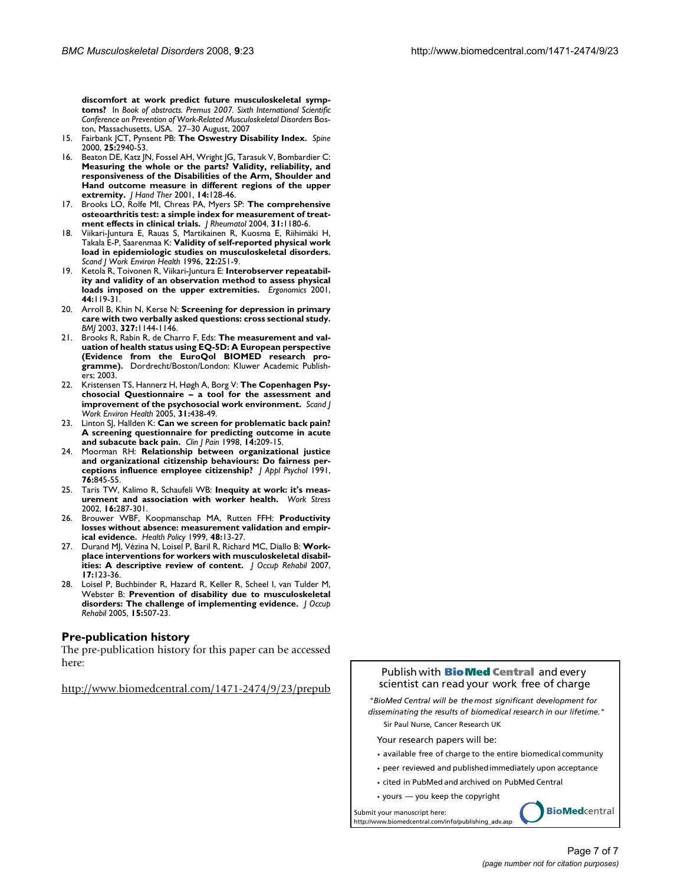**discomfort at work predict future musculoskeletal symptoms?** In *Book of abstracts. Premus 2007. Sixth International Scientific Conference on Prevention of Work-Related Musculoskeletal Disorders* Boston, Massachusetts, USA. 27–30 August, 2007

15. Fairbank JCT, Pynsent PB: **The Oswestry Disability Index.** *Spine* 2000, **25:**2940-53.
16. Beaton DE, Katz JN, Fossel AH, Wright JG, Tarasuk V, Bombardier C: **Measuring the whole or the parts? Validity, reliability, and responsiveness of the Disabilities of the Arm, Shoulder and Hand outcome measure in different regions of the upper extremity.** *J Hand Ther* 2001, **14:**128-46.
17. Brooks LO, Rolfe MI, Chreas PA, Myers SP: **The comprehensive osteoarthritis test: a simple index for measurement of treatment effects in clinical trials.** *J Rheumatol* 2004, **31:**1180-6.
18. Viikari-Juntura E, Rauas S, Martikainen R, Kuosma E, Riihimäki H, Takala E-P, Saarenmaa K: **Validity of self-reported physical work load in epidemiologic studies on musculoskeletal disorders.** *Scand J Work Environ Health* 1996, **22:**251-9.
19. Ketola R, Toivonen R, Viikari-Juntura E: **Interobserver repeatability and validity of an observation method to assess physical loads imposed on the upper extremities.** *Ergonomics* 2001, **44:**119-31.
20. Arroll B, Khin N, Kerse N: **Screening for depression in primary care with two verbally asked questions: cross sectional study.** *BMJ* 2003, **327:**1144-1146.
21. Brooks R, Rabin R, de Charro F, Eds: **The measurement and valuation of health status using EQ-5D: A European perspective (Evidence from the EuroQol BIOMED research programme).** Dordrecht/Boston/London: Kluwer Academic Publishers; 2003.
22. Kristensen TS, Hannerz H, Høgh A, Borg V: **The Copenhagen Psychosocial Questionnaire – a tool for the assessment and improvement of the psychosocial work environment.** *Scand J Work Environ Health* 2005, **31:**438-49.
23. Linton SJ, Hallden K: **Can we screen for problematic back pain? A screening questionnaire for predicting outcome in acute and subacute back pain.** *Clin J Pain* 1998, **14:**209-15.
24. Moorman RH: **Relationship between organizational justice and organizational citizenship behaviours: Do fairness perceptions influence employee citizenship?** *J Appl Psychol* 1991, **76:**845-55.
25. Taris TW, Kalimo R, Schaufeli WB: **Inequity at work: it's measurement and association with worker health.** *Work Stress* 2002, **16:**287-301.
26. Brouwer WBF, Koopmanschap MA, Rutten FFH: **Productivity losses without absence: measurement validation and empirical evidence.** *Health Policy* 1999, **48:**13-27.
27. Durand MJ, Vézina N, Loisel P, Baril R, Richard MC, Diallo B: **Workplace interventions for workers with musculoskeletal disabilities: A descriptive review of content.** *J Occup Rehabil* 2007, **17:**123-36.
28. Loisel P, Buchbinder R, Hazard R, Keller R, Scheel I, van Tulder M, Webster B: **Prevention of disability due to musculoskeletal disorders: The challenge of implementing evidence.** *J Occup Rehabil* 2005, **15:**507-23.

## Pre-publication history

The pre-publication history for this paper can be accessed here:

http://www.biomedcentral.com/1471-2474/9/23/prepub

Publish with **BioMed Central** and every scientist can read your work free of charge

*"BioMed Central will be the most significant development for disseminating the results of biomedical research in our lifetime."*
Sir Paul Nurse, Cancer Research UK

Your research papers will be:

- available free of charge to the entire biomedical community
- peer reviewed and published immediately upon acceptance
- cited in PubMed and archived on PubMed Central
- yours — you keep the copyright

Submit your manuscript here:
http://www.biomedcentral.com/info/publishing_adv.asp

BioMedcentral